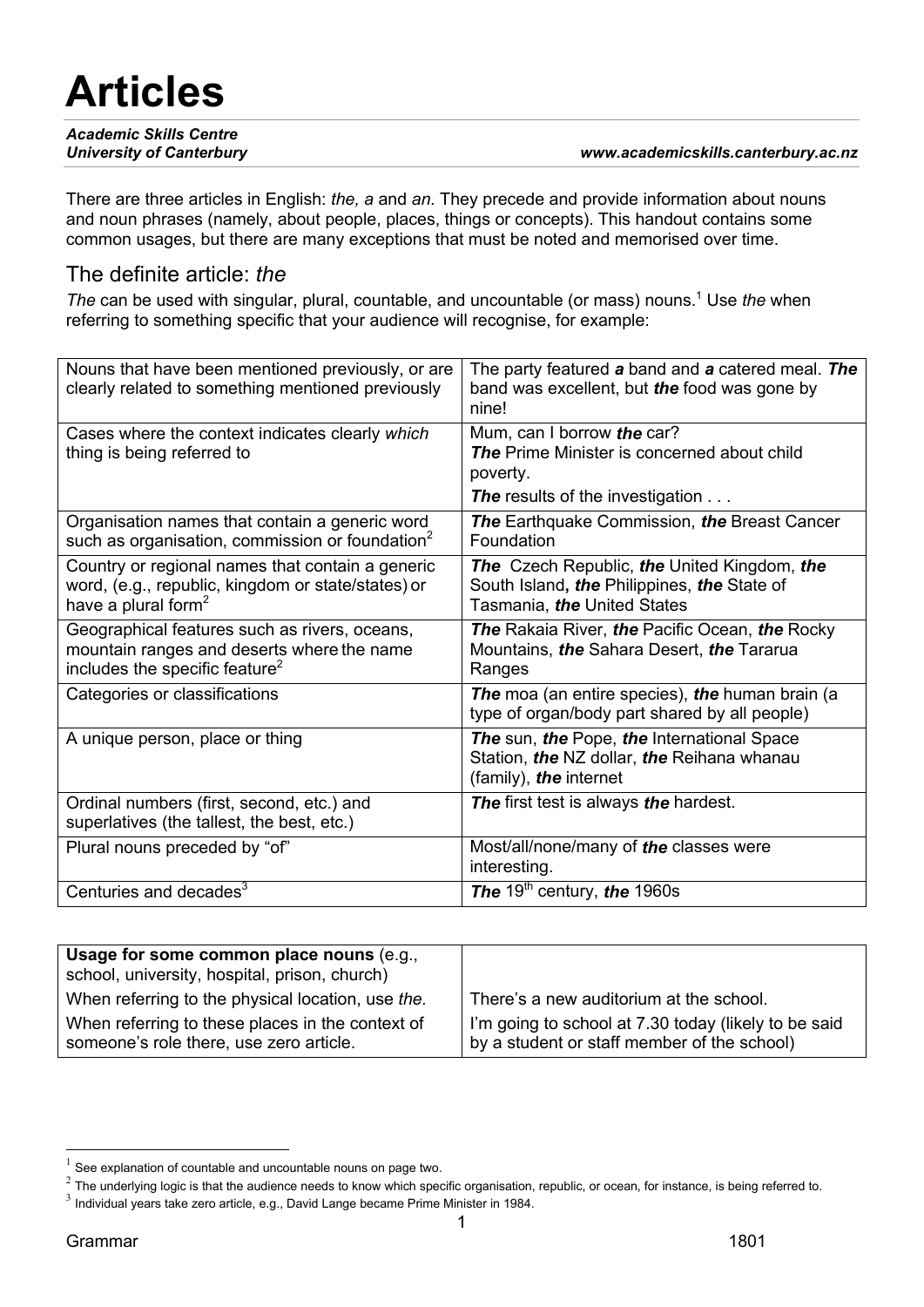# Articles

***Academic Skills Centre***
***University of Canterbury*** ***www.academicskills.canterbury.ac.nz***

There are three articles in English: *the, a* and *an*. They precede and provide information about nouns and noun phrases (namely, about people, places, things or concepts). This handout contains some common usages, but there are many exceptions that must be noted and memorised over time.

## The definite article: *the*

*The* can be used with singular, plural, countable, and uncountable (or mass) nouns.[1] Use *the* when referring to something specific that your audience will recognise, for example:

| | |
|---|---|
| Nouns that have been mentioned previously, or are clearly related to something mentioned previously | The party featured ***a*** band and ***a*** catered meal. ***The*** band was excellent, but ***the*** food was gone by nine! |
| Cases where the context indicates clearly *which* thing is being referred to | Mum, can I borrow ***the*** car? ***The*** Prime Minister is concerned about child poverty. ***The*** results of the investigation . . . |
| Organisation names that contain a generic word such as organisation, commission or foundation[2] | ***The*** Earthquake Commission, ***the*** Breast Cancer Foundation |
| Country or regional names that contain a generic word, (e.g., republic, kingdom or state/states) or have a plural form[2] | ***The*** Czech Republic, ***the*** United Kingdom, ***the*** South Island, ***the*** Philippines, ***the*** State of Tasmania, ***the*** United States |
| Geographical features such as rivers, oceans, mountain ranges and deserts where the name includes the specific feature[2] | ***The*** Rakaia River, ***the*** Pacific Ocean, ***the*** Rocky Mountains, ***the*** Sahara Desert, ***the*** Tararua Ranges |
| Categories or classifications | ***The*** moa (an entire species), ***the*** human brain (a type of organ/body part shared by all people) |
| A unique person, place or thing | ***The*** sun, ***the*** Pope, ***the*** International Space Station, ***the*** NZ dollar, ***the*** Reihana whanau (family), ***the*** internet |
| Ordinal numbers (first, second, etc.) and superlatives (the tallest, the best, etc.) | ***The*** first test is always ***the*** hardest. |
| Plural nouns preceded by "of" | Most/all/none/many of ***the*** classes were interesting. |
| Centuries and decades[3] | ***The*** 19th century, ***the*** 1960s |

| | |
|---|---|
| **Usage for some common place nouns** (e.g., school, university, hospital, prison, church) | |
| When referring to the physical location, use *the.* | There's a new auditorium at the school. |
| When referring to these places in the context of someone's role there, use zero article. | I'm going to school at 7.30 today (likely to be said by a student or staff member of the school) |

[1] See explanation of countable and uncountable nouns on page two.
[2] The underlying logic is that the audience needs to know which specific organisation, republic, or ocean, for instance, is being referred to.
[3] Individual years take zero article, e.g., David Lange became Prime Minister in 1984.

Grammar 1801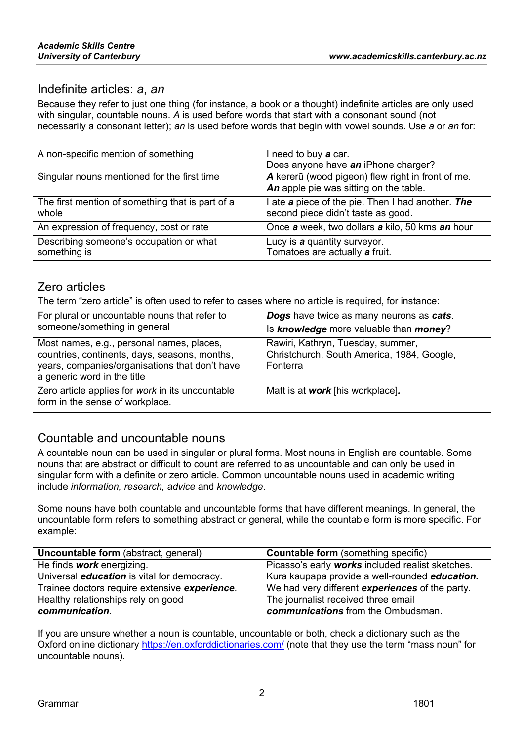## Indefinite articles: *a*, *an*

Because they refer to just one thing (for instance, a book or a thought) indefinite articles are only used with singular, countable nouns. *A* is used before words that start with a consonant sound (not necessarily a consonant letter); *an* is used before words that begin with vowel sounds. Use *a* or *an* for:

| | |
|---|---|
| A non-specific mention of something | I need to buy ***a*** car.<br>Does anyone have ***an*** iPhone charger? |
| Singular nouns mentioned for the first time | ***A*** kererū (wood pigeon) flew right in front of me.<br>***An*** apple pie was sitting on the table. |
| The first mention of something that is part of a whole | I ate ***a*** piece of the pie. Then I had another. ***The*** second piece didn't taste as good. |
| An expression of frequency, cost or rate | Once ***a*** week, two dollars ***a*** kilo, 50 kms ***an*** hour |
| Describing someone's occupation or what something is | Lucy is ***a*** quantity surveyor.<br>Tomatoes are actually ***a*** fruit. |

## Zero articles

The term "zero article" is often used to refer to cases where no article is required, for instance:

| | |
|---|---|
| For plural or uncountable nouns that refer to someone/something in general | ***Dogs*** have twice as many neurons as ***cats***.<br>Is ***knowledge*** more valuable than ***money***? |
| Most names, e.g., personal names, places, countries, continents, days, seasons, months, years, companies/organisations that don't have a generic word in the title | Rawiri, Kathryn, Tuesday, summer, Christchurch, South America, 1984, Google, Fonterra |
| Zero article applies for *work* in its uncountable form in the sense of workplace. | Matt is at ***work*** [his workplace]. |

## Countable and uncountable nouns

A countable noun can be used in singular or plural forms. Most nouns in English are countable. Some nouns that are abstract or difficult to count are referred to as uncountable and can only be used in singular form with a definite or zero article. Common uncountable nouns used in academic writing include *information, research, advice* and *knowledge*.

Some nouns have both countable and uncountable forms that have different meanings. In general, the uncountable form refers to something abstract or general, while the countable form is more specific. For example:

| **Uncountable form** (abstract, general) | **Countable form** (something specific) |
|---|---|
| He finds ***work*** energizing. | Picasso's early ***works*** included realist sketches. |
| Universal ***education*** is vital for democracy. | Kura kaupapa provide a well-rounded ***education.*** |
| Trainee doctors require extensive ***experience***. | We had very different ***experiences*** of the party**.** |
| Healthy relationships rely on good ***communication***. | The journalist received three email ***communications*** from the Ombudsman. |

If you are unsure whether a noun is countable, uncountable or both, check a dictionary such as the Oxford online dictionary https://en.oxforddictionaries.com/ (note that they use the term "mass noun" for uncountable nouns).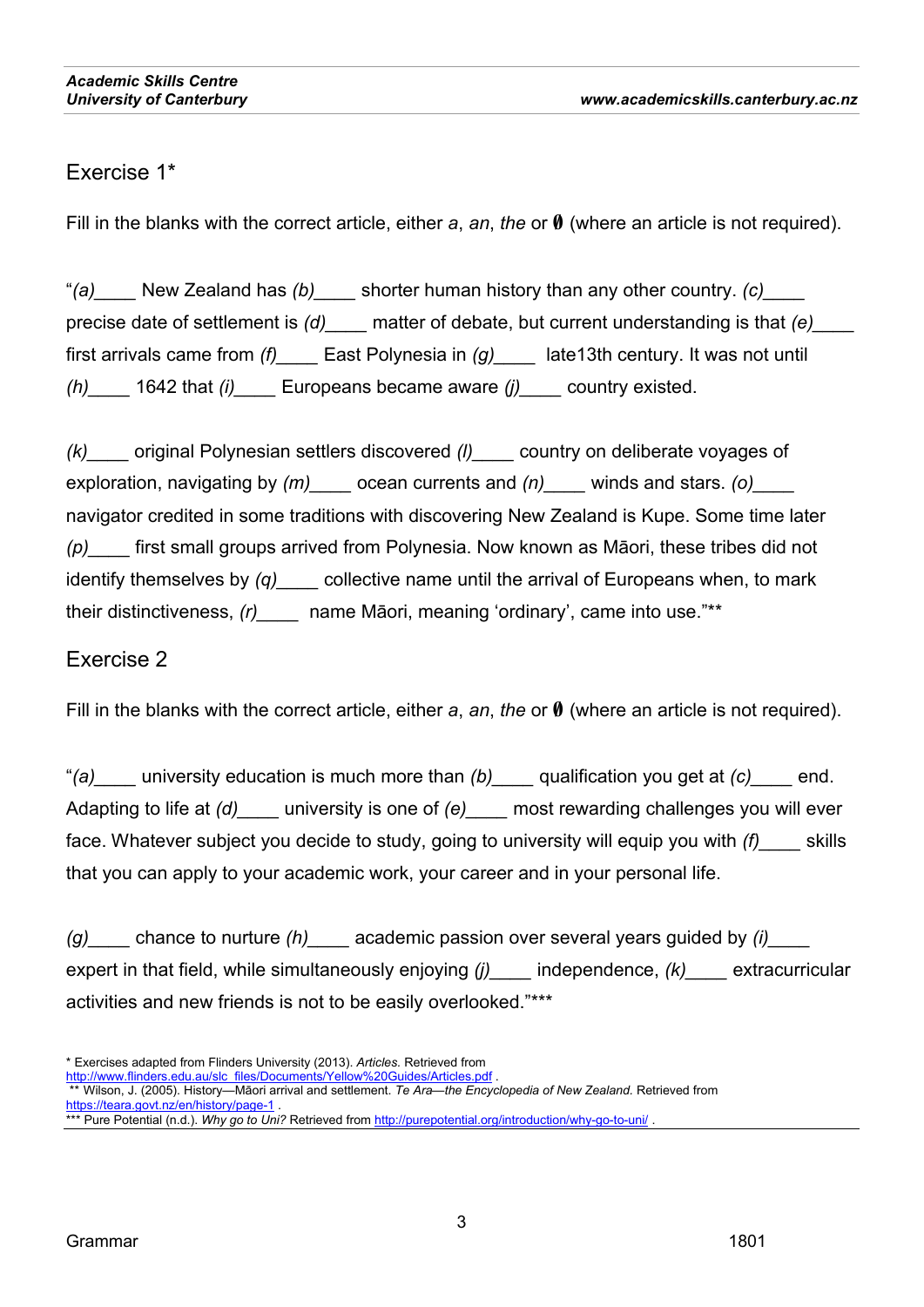## Exercise 1*

Fill in the blanks with the correct article, either *a*, *an*, *the* or **∅** (where an article is not required).

"*(a)*____ New Zealand has *(b)*____ shorter human history than any other country. *(c)*____ precise date of settlement is *(d)*____ matter of debate, but current understanding is that *(e)*____ first arrivals came from *(f)*____ East Polynesia in *(g)*____ late13th century. It was not until *(h)*____ 1642 that *(i)*____ Europeans became aware *(j)*____ country existed.

*(k)*____ original Polynesian settlers discovered *(l)*____ country on deliberate voyages of exploration, navigating by *(m)*____ ocean currents and *(n)*____ winds and stars. *(o)*____ navigator credited in some traditions with discovering New Zealand is Kupe. Some time later *(p)*____ first small groups arrived from Polynesia. Now known as Māori, these tribes did not identify themselves by *(q)*____ collective name until the arrival of Europeans when, to mark their distinctiveness, *(r)*____ name Māori, meaning 'ordinary', came into use."**

## Exercise 2

Fill in the blanks with the correct article, either *a*, *an*, *the* or **∅** (where an article is not required).

"*(a)*____ university education is much more than *(b)*____ qualification you get at *(c)*____ end. Adapting to life at *(d)*____ university is one of *(e)*____ most rewarding challenges you will ever face. Whatever subject you decide to study, going to university will equip you with *(f)*____ skills that you can apply to your academic work, your career and in your personal life.

*(g)*____ chance to nurture *(h)*____ academic passion over several years guided by *(i)*____ expert in that field, while simultaneously enjoying *(j)*____ independence, *(k)*____ extracurricular activities and new friends is not to be easily overlooked."***

---

\* Exercises adapted from Flinders University (2013). *Articles*. Retrieved from http://www.flinders.edu.au/slc_files/Documents/Yellow%20Guides/Articles.pdf .

\*\* Wilson, J. (2005). History—Māori arrival and settlement. *Te Ara—the Encyclopedia of New Zealand*. Retrieved from https://teara.govt.nz/en/history/page-1 .

\*\*\* Pure Potential (n.d.). *Why go to Uni?* Retrieved from http://purepotential.org/introduction/why-go-to-uni/ .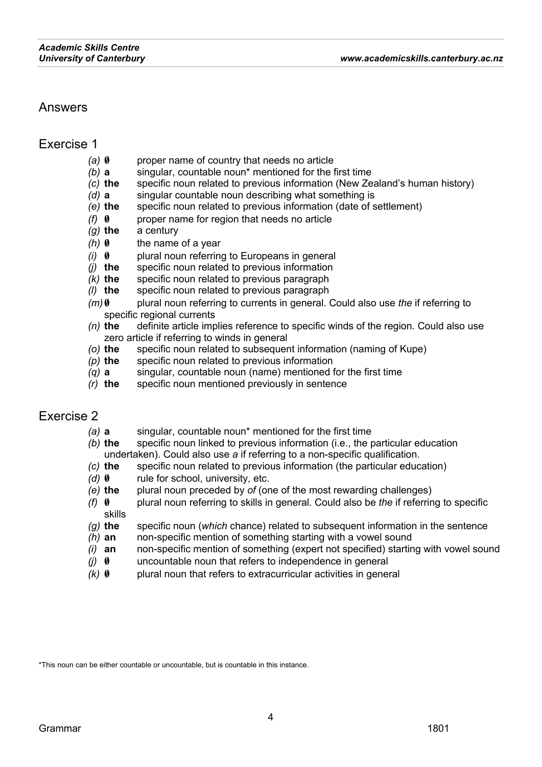# Answers

## Exercise 1

- *(a)* **∅** proper name of country that needs no article
- *(b)* **a** singular, countable noun* mentioned for the first time
- *(c)* **the** specific noun related to previous information (New Zealand's human history)
- *(d)* **a** singular countable noun describing what something is
- *(e)* **the** specific noun related to previous information (date of settlement)
- *(f)* **∅** proper name for region that needs no article
- *(g)* **the** a century
- *(h)* **∅** the name of a year
- *(i)* **∅** plural noun referring to Europeans in general
- *(j)* **the** specific noun related to previous information
- *(k)* **the** specific noun related to previous paragraph
- *(l)* **the** specific noun related to previous paragraph
- *(m)* **∅** plural noun referring to currents in general. Could also use *the* if referring to specific regional currents
- *(n)* **the** definite article implies reference to specific winds of the region. Could also use zero article if referring to winds in general
- *(o)* **the** specific noun related to subsequent information (naming of Kupe)
- *(p)* **the** specific noun related to previous information
- *(q)* **a** singular, countable noun (name) mentioned for the first time
- *(r)* **the** specific noun mentioned previously in sentence

## Exercise 2

- *(a)* **a** singular, countable noun* mentioned for the first time
- *(b)* **the** specific noun linked to previous information (i.e., the particular education undertaken). Could also use *a* if referring to a non-specific qualification.
- *(c)* **the** specific noun related to previous information (the particular education)
- *(d)* **∅** rule for school, university, etc.
- *(e)* **the** plural noun preceded by *of* (one of the most rewarding challenges)
- *(f)* **∅** plural noun referring to skills in general. Could also be *the* if referring to specific skills
- *(g)* **the** specific noun (*which* chance) related to subsequent information in the sentence
- *(h)* **an** non-specific mention of something starting with a vowel sound
- *(i)* **an** non-specific mention of something (expert not specified) starting with vowel sound
- *(j)* **∅** uncountable noun that refers to independence in general
- *(k)* **∅** plural noun that refers to extracurricular activities in general

*This noun can be either countable or uncountable, but is countable in this instance.